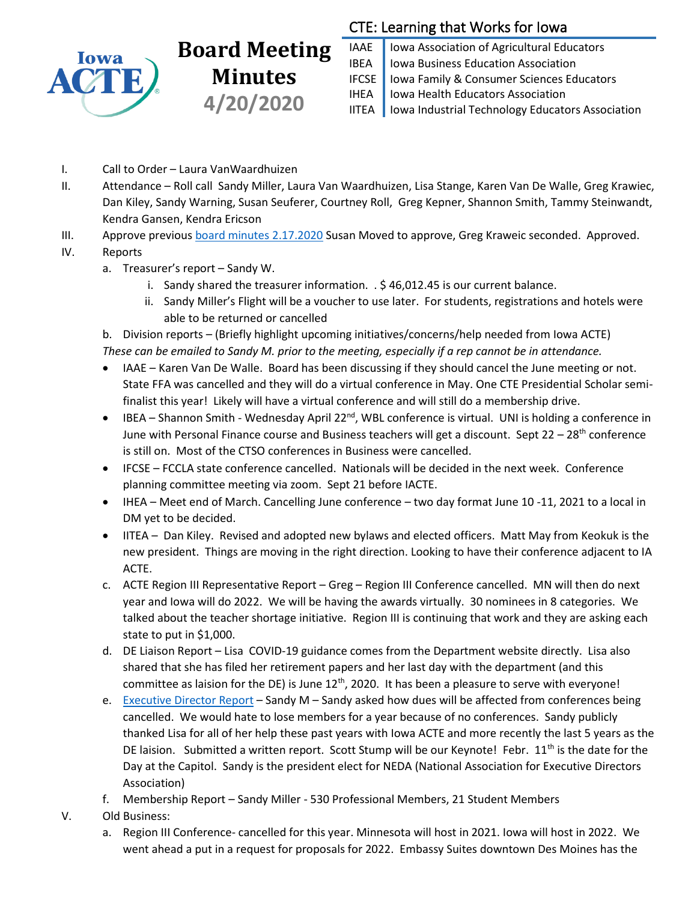# Board Meeting Minutes 4/20/2020

**CTE: Learning that Works for Iowa**

| | |
|---|---|
| IAAE | Iowa Association of Agricultural Educators |
| IBEA | Iowa Business Education Association |
| IFCSE | Iowa Family & Consumer Sciences Educators |
| IHEA | Iowa Health Educators Association |
| IITEA | Iowa Industrial Technology Educators Association |

I. Call to Order – Laura VanWaardhuizen

II. Attendance – Roll call Sandy Miller, Laura Van Waardhuizen, Lisa Stange, Karen Van De Walle, Greg Krawiec, Dan Kiley, Sandy Warning, Susan Seuferer, Courtney Roll, Greg Kepner, Shannon Smith, Tammy Steinwandt, Kendra Gansen, Kendra Ericson

III. Approve previous board minutes 2.17.2020 Susan Moved to approve, Greg Kraweic seconded. Approved.

IV. Reports

a. Treasurer's report – Sandy W.

i. Sandy shared the treasurer information. . $ 46,012.45 is our current balance.

ii. Sandy Miller's Flight will be a voucher to use later. For students, registrations and hotels were able to be returned or cancelled

b. Division reports – (Briefly highlight upcoming initiatives/concerns/help needed from Iowa ACTE)

*These can be emailed to Sandy M. prior to the meeting, especially if a rep cannot be in attendance.*

- IAAE – Karen Van De Walle. Board has been discussing if they should cancel the June meeting or not. State FFA was cancelled and they will do a virtual conference in May. One CTE Presidential Scholar semi-finalist this year! Likely will have a virtual conference and will still do a membership drive.
- IBEA – Shannon Smith - Wednesday April 22nd, WBL conference is virtual. UNI is holding a conference in June with Personal Finance course and Business teachers will get a discount. Sept 22 – 28th conference is still on. Most of the CTSO conferences in Business were cancelled.
- IFCSE – FCCLA state conference cancelled. Nationals will be decided in the next week. Conference planning committee meeting via zoom. Sept 21 before IACTE.
- IHEA – Meet end of March. Cancelling June conference – two day format June 10 -11, 2021 to a local in DM yet to be decided.
- IITEA – Dan Kiley. Revised and adopted new bylaws and elected officers. Matt May from Keokuk is the new president. Things are moving in the right direction. Looking to have their conference adjacent to IA ACTE.

c. ACTE Region III Representative Report – Greg – Region III Conference cancelled. MN will then do next year and Iowa will do 2022. We will be having the awards virtually. 30 nominees in 8 categories. We talked about the teacher shortage initiative. Region III is continuing that work and they are asking each state to put in $1,000.

d. DE Liaison Report – Lisa COVID-19 guidance comes from the Department website directly. Lisa also shared that she has filed her retirement papers and her last day with the department (and this committee as laision for the DE) is June 12th, 2020. It has been a pleasure to serve with everyone!

e. Executive Director Report – Sandy M – Sandy asked how dues will be affected from conferences being cancelled. We would hate to lose members for a year because of no conferences. Sandy publicly thanked Lisa for all of her help these past years with Iowa ACTE and more recently the last 5 years as the DE laision. Submitted a written report. Scott Stump will be our Keynote! Febr. 11th is the date for the Day at the Capitol. Sandy is the president elect for NEDA (National Association for Executive Directors Association)

f. Membership Report – Sandy Miller - 530 Professional Members, 21 Student Members

V. Old Business:

a. Region III Conference- cancelled for this year. Minnesota will host in 2021. Iowa will host in 2022. We went ahead a put in a request for proposals for 2022. Embassy Suites downtown Des Moines has the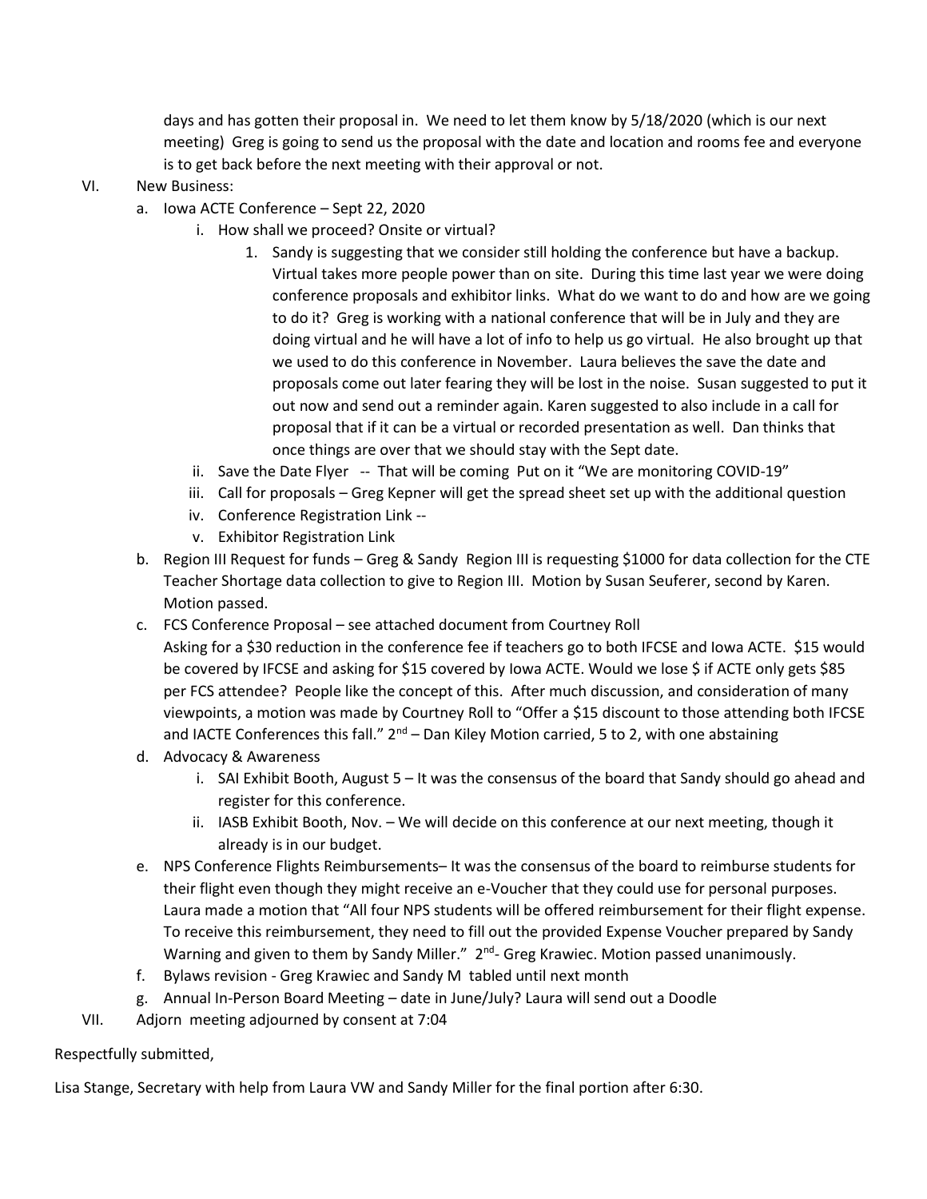days and has gotten their proposal in. We need to let them know by 5/18/2020 (which is our next meeting) Greg is going to send us the proposal with the date and location and rooms fee and everyone is to get back before the next meeting with their approval or not.

VI. New Business:

   a. Iowa ACTE Conference – Sept 22, 2020

      i. How shall we proceed? Onsite or virtual?

         1. Sandy is suggesting that we consider still holding the conference but have a backup. Virtual takes more people power than on site. During this time last year we were doing conference proposals and exhibitor links. What do we want to do and how are we going to do it? Greg is working with a national conference that will be in July and they are doing virtual and he will have a lot of info to help us go virtual. He also brought up that we used to do this conference in November. Laura believes the save the date and proposals come out later fearing they will be lost in the noise. Susan suggested to put it out now and send out a reminder again. Karen suggested to also include in a call for proposal that if it can be a virtual or recorded presentation as well. Dan thinks that once things are over that we should stay with the Sept date.

      ii. Save the Date Flyer -- That will be coming Put on it "We are monitoring COVID-19"

      iii. Call for proposals – Greg Kepner will get the spread sheet set up with the additional question

      iv. Conference Registration Link --

      v. Exhibitor Registration Link

   b. Region III Request for funds – Greg & Sandy Region III is requesting $1000 for data collection for the CTE Teacher Shortage data collection to give to Region III. Motion by Susan Seuferer, second by Karen. Motion passed.

   c. FCS Conference Proposal – see attached document from Courtney Roll
   Asking for a $30 reduction in the conference fee if teachers go to both IFCSE and Iowa ACTE. $15 would be covered by IFCSE and asking for $15 covered by Iowa ACTE. Would we lose $ if ACTE only gets $85 per FCS attendee? People like the concept of this. After much discussion, and consideration of many viewpoints, a motion was made by Courtney Roll to "Offer a $15 discount to those attending both IFCSE and IACTE Conferences this fall." 2nd – Dan Kiley Motion carried, 5 to 2, with one abstaining

   d. Advocacy & Awareness

      i. SAI Exhibit Booth, August 5 – It was the consensus of the board that Sandy should go ahead and register for this conference.

      ii. IASB Exhibit Booth, Nov. – We will decide on this conference at our next meeting, though it already is in our budget.

   e. NPS Conference Flights Reimbursements– It was the consensus of the board to reimburse students for their flight even though they might receive an e-Voucher that they could use for personal purposes. Laura made a motion that "All four NPS students will be offered reimbursement for their flight expense. To receive this reimbursement, they need to fill out the provided Expense Voucher prepared by Sandy Warning and given to them by Sandy Miller." 2nd- Greg Krawiec. Motion passed unanimously.

   f. Bylaws revision - Greg Krawiec and Sandy M tabled until next month

   g. Annual In-Person Board Meeting – date in June/July? Laura will send out a Doodle

VII. Adjorn meeting adjourned by consent at 7:04

Respectfully submitted,

Lisa Stange, Secretary with help from Laura VW and Sandy Miller for the final portion after 6:30.